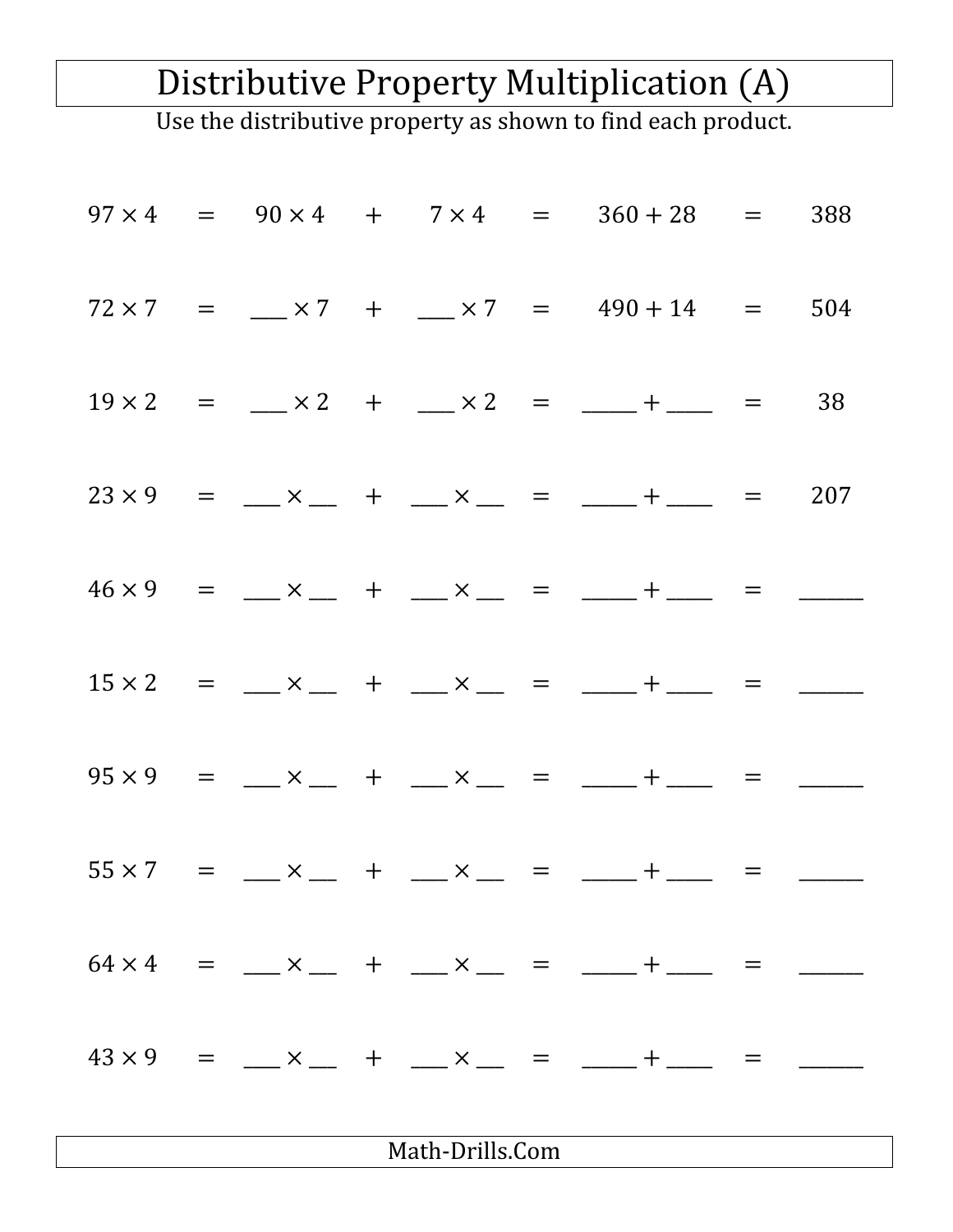# Distributive Property Multiplication (A)

Use the distributive property as shown to find each product.

$97 \times 4 = 90 \times 4 + 7 \times 4 = 360 + 28 = 388$

$72 \times 7 = \_\_\_ \times 7 + \_\_\_ \times 7 = 490 + 14 = 504$

$19 \times 2 = \_\_\_ \times 2 + \_\_\_ \times 2 = \_\_\_\_ + \_\_\_\_ = 38$

$23 \times 9 = \_\_\_ \times \_\_\_ + \_\_\_ \times \_\_\_ = \_\_\_\_ + \_\_\_\_ = 207$

$46 \times 9 = \_\_\_ \times \_\_\_ + \_\_\_ \times \_\_\_ = \_\_\_\_ + \_\_\_\_ = \_\_\_\_\_$

$15 \times 2 = \_\_\_ \times \_\_\_ + \_\_\_ \times \_\_\_ = \_\_\_\_ + \_\_\_\_ = \_\_\_\_\_$

$95 \times 9 = \_\_\_ \times \_\_\_ + \_\_\_ \times \_\_\_ = \_\_\_\_ + \_\_\_\_ = \_\_\_\_\_$

$55 \times 7 = \_\_\_ \times \_\_\_ + \_\_\_ \times \_\_\_ = \_\_\_\_ + \_\_\_\_ = \_\_\_\_\_$

$64 \times 4 = \_\_\_ \times \_\_\_ + \_\_\_ \times \_\_\_ = \_\_\_\_ + \_\_\_\_ = \_\_\_\_\_$

$43 \times 9 = \_\_\_ \times \_\_\_ + \_\_\_ \times \_\_\_ = \_\_\_\_ + \_\_\_\_ = \_\_\_\_\_$

Math-Drills.Com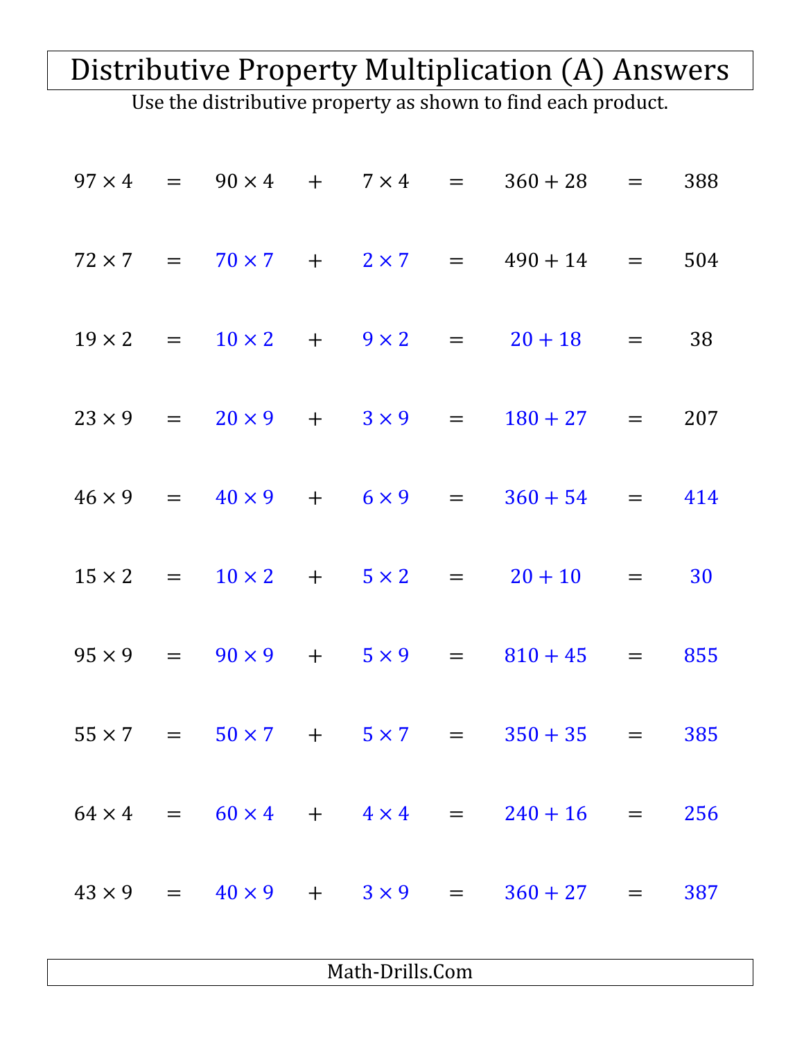# Distributive Property Multiplication (A) Answers

Use the distributive property as shown to find each product.

$97 \times 4 = 90 \times 4 + 7 \times 4 = 360 + 28 = 388$

$72 \times 7 = 70 \times 7 + 2 \times 7 = 490 + 14 = 504$

$19 \times 2 = 10 \times 2 + 9 \times 2 = 20 + 18 = 38$

$23 \times 9 = 20 \times 9 + 3 \times 9 = 180 + 27 = 207$

$46 \times 9 = 40 \times 9 + 6 \times 9 = 360 + 54 = 414$

$15 \times 2 = 10 \times 2 + 5 \times 2 = 20 + 10 = 30$

$95 \times 9 = 90 \times 9 + 5 \times 9 = 810 + 45 = 855$

$55 \times 7 = 50 \times 7 + 5 \times 7 = 350 + 35 = 385$

$64 \times 4 = 60 \times 4 + 4 \times 4 = 240 + 16 = 256$

$43 \times 9 = 40 \times 9 + 3 \times 9 = 360 + 27 = 387$

Math-Drills.Com